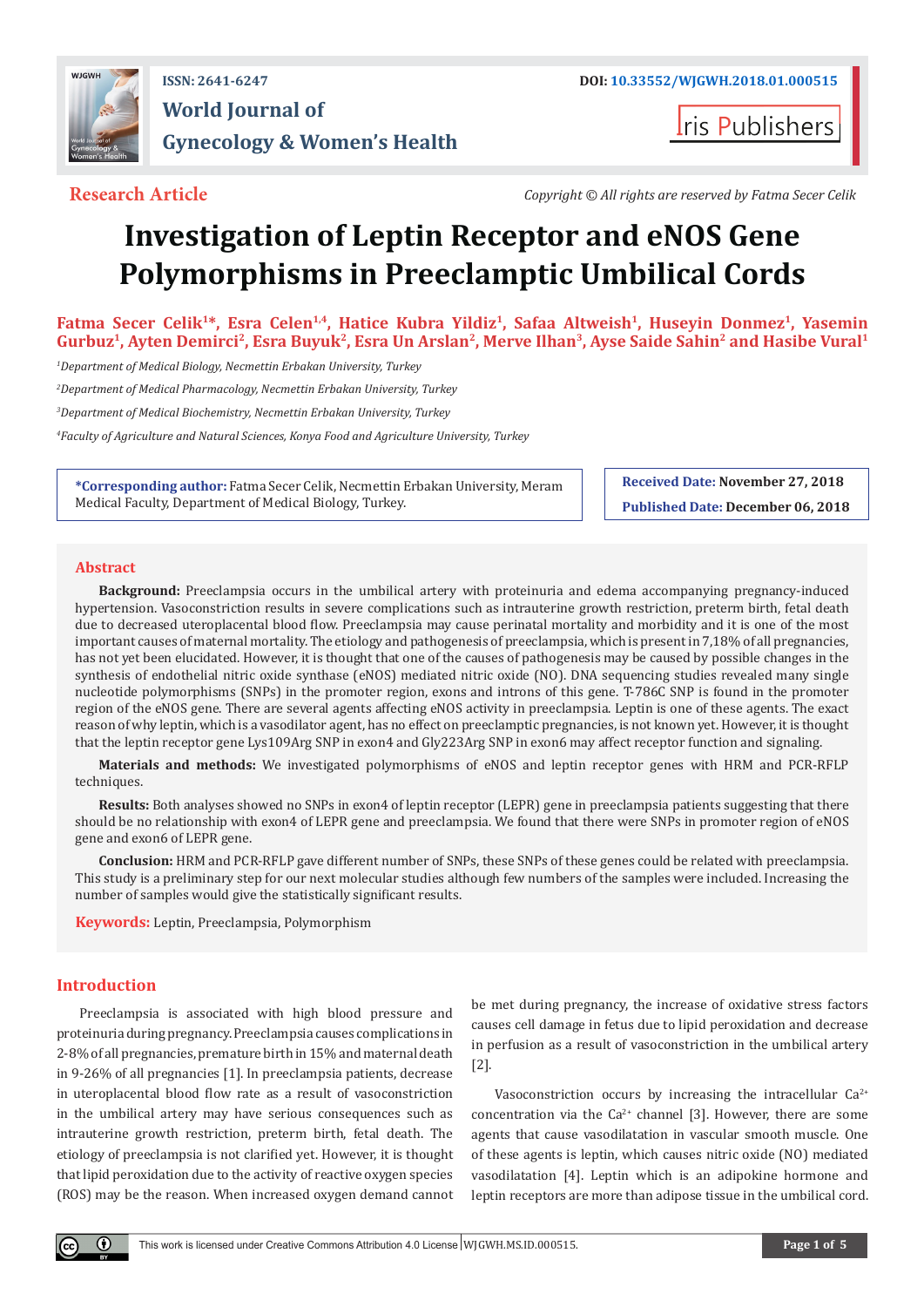Research Article

Copyright © All rights are reserved by Fatma Secer Celik

# Investigation of Leptin Receptor and eNOS Gene Polymorphisms in Preeclamptic Umbilical Cords

**Fatma Secer Celik[1]\*, Esra Celen[1,4], Hatice Kubra Yildiz[1], Safaa Altweish[1], Huseyin Donmez[1], Yasemin Gurbuz[1], Ayten Demirci[2], Esra Buyuk[2], Esra Un Arslan[2], Merve Ilhan[3], Ayse Saide Sahin[2] and Hasibe Vural[1]**

[1]*Department of Medical Biology, Necmettin Erbakan University, Turkey*

[2]*Department of Medical Pharmacology, Necmettin Erbakan University, Turkey*

[3]*Department of Medical Biochemistry, Necmettin Erbakan University, Turkey*

[4]*Faculty of Agriculture and Natural Sciences, Konya Food and Agriculture University, Turkey*

**\*Corresponding author:** Fatma Secer Celik, Necmettin Erbakan University, Meram Medical Faculty, Department of Medical Biology, Turkey.

**Received Date:** November 27, 2018

**Published Date:** December 06, 2018

## Abstract

**Background:** Preeclampsia occurs in the umbilical artery with proteinuria and edema accompanying pregnancy-induced hypertension. Vasoconstriction results in severe complications such as intrauterine growth restriction, preterm birth, fetal death due to decreased uteroplacental blood flow. Preeclampsia may cause perinatal mortality and morbidity and it is one of the most important causes of maternal mortality. The etiology and pathogenesis of preeclampsia, which is present in 7,18% of all pregnancies, has not yet been elucidated. However, it is thought that one of the causes of pathogenesis may be caused by possible changes in the synthesis of endothelial nitric oxide synthase (eNOS) mediated nitric oxide (NO). DNA sequencing studies revealed many single nucleotide polymorphisms (SNPs) in the promoter region, exons and introns of this gene. T-786C SNP is found in the promoter region of the eNOS gene. There are several agents affecting eNOS activity in preeclampsia. Leptin is one of these agents. The exact reason of why leptin, which is a vasodilator agent, has no effect on preeclamptic pregnancies, is not known yet. However, it is thought that the leptin receptor gene Lys109Arg SNP in exon4 and Gly223Arg SNP in exon6 may affect receptor function and signaling.

**Materials and methods:** We investigated polymorphisms of eNOS and leptin receptor genes with HRM and PCR-RFLP techniques.

**Results:** Both analyses showed no SNPs in exon4 of leptin receptor (LEPR) gene in preeclampsia patients suggesting that there should be no relationship with exon4 of LEPR gene and preeclampsia. We found that there were SNPs in promoter region of eNOS gene and exon6 of LEPR gene.

**Conclusion:** HRM and PCR-RFLP gave different number of SNPs, these SNPs of these genes could be related with preeclampsia. This study is a preliminary step for our next molecular studies although few numbers of the samples were included. Increasing the number of samples would give the statistically significant results.

**Keywords:** Leptin, Preeclampsia, Polymorphism

## Introduction

Preeclampsia is associated with high blood pressure and proteinuria during pregnancy. Preeclampsia causes complications in 2-8% of all pregnancies, premature birth in 15% and maternal death in 9-26% of all pregnancies [1]. In preeclampsia patients, decrease in uteroplacental blood flow rate as a result of vasoconstriction in the umbilical artery may have serious consequences such as intrauterine growth restriction, preterm birth, fetal death. The etiology of preeclampsia is not clarified yet. However, it is thought that lipid peroxidation due to the activity of reactive oxygen species (ROS) may be the reason. When increased oxygen demand cannot be met during pregnancy, the increase of oxidative stress factors causes cell damage in fetus due to lipid peroxidation and decrease in perfusion as a result of vasoconstriction in the umbilical artery [2].

Vasoconstriction occurs by increasing the intracellular $Ca^{2+}$ concentration via the $Ca^{2+}$ channel [3]. However, there are some agents that cause vasodilatation in vascular smooth muscle. One of these agents is leptin, which causes nitric oxide (NO) mediated vasodilatation [4]. Leptin which is an adipokine hormone and leptin receptors are more than adipose tissue in the umbilical cord.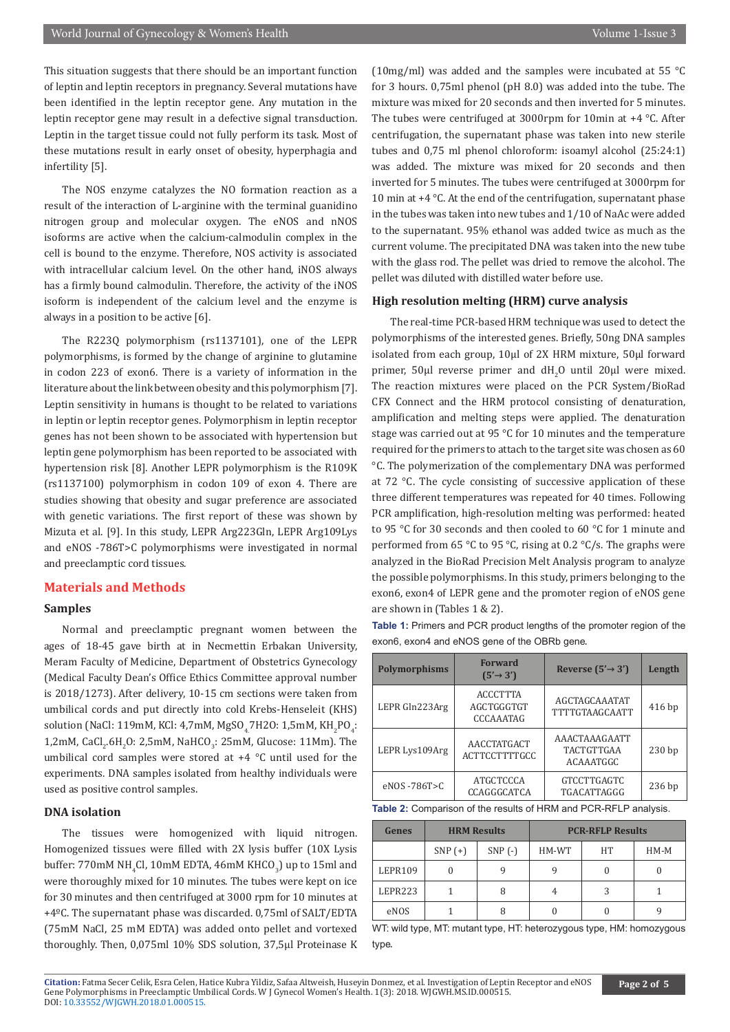This situation suggests that there should be an important function of leptin and leptin receptors in pregnancy. Several mutations have been identified in the leptin receptor gene. Any mutation in the leptin receptor gene may result in a defective signal transduction. Leptin in the target tissue could not fully perform its task. Most of these mutations result in early onset of obesity, hyperphagia and infertility [5].

The NOS enzyme catalyzes the NO formation reaction as a result of the interaction of L-arginine with the terminal guanidino nitrogen group and molecular oxygen. The eNOS and nNOS isoforms are active when the calcium-calmodulin complex in the cell is bound to the enzyme. Therefore, NOS activity is associated with intracellular calcium level. On the other hand, iNOS always has a firmly bound calmodulin. Therefore, the activity of the iNOS isoform is independent of the calcium level and the enzyme is always in a position to be active [6].

The R223Q polymorphism (rs1137101), one of the LEPR polymorphisms, is formed by the change of arginine to glutamine in codon 223 of exon6. There is a variety of information in the literature about the link between obesity and this polymorphism [7]. Leptin sensitivity in humans is thought to be related to variations in leptin or leptin receptor genes. Polymorphism in leptin receptor genes has not been shown to be associated with hypertension but leptin gene polymorphism has been reported to be associated with hypertension risk [8]. Another LEPR polymorphism is the R109K (rs1137100) polymorphism in codon 109 of exon 4. There are studies showing that obesity and sugar preference are associated with genetic variations. The first report of these was shown by Mizuta et al. [9]. In this study, LEPR Arg223Gln, LEPR Arg109Lys and eNOS -786T>C polymorphisms were investigated in normal and preeclamptic cord tissues.

## Materials and Methods

### Samples

Normal and preeclamptic pregnant women between the ages of 18-45 gave birth at in Necmettin Erbakan University, Meram Faculty of Medicine, Department of Obstetrics Gynecology (Medical Faculty Dean's Office Ethics Committee approval number is 2018/1273). After delivery, 10-15 cm sections were taken from umbilical cords and put directly into cold Krebs-Henseleit (KHS) solution (NaCl: 119mM, KCl: 4,7mM, $MgSO_4.7H2O$: 1,5mM, $KH_2PO_4$: 1,2mM, $CaCl_2.6H_2O$: 2,5mM, $NaHCO_3$: 25mM, Glucose: 11Mm). The umbilical cord samples were stored at +4 °C until used for the experiments. DNA samples isolated from healthy individuals were used as positive control samples.

### DNA isolation

The tissues were homogenized with liquid nitrogen. Homogenized tissues were filled with 2X lysis buffer (10X Lysis buffer: 770mM $NH_4Cl$, 10mM EDTA, 46mM $KHCO_3$) up to 15ml and were thoroughly mixed for 10 minutes. The tubes were kept on ice for 30 minutes and then centrifuged at 3000 rpm for 10 minutes at +4ºC. The supernatant phase was discarded. 0,75ml of SALT/EDTA (75mM NaCl, 25 mM EDTA) was added onto pellet and vortexed thoroughly. Then, 0,075ml 10% SDS solution, 37,5µl Proteinase K (10mg/ml) was added and the samples were incubated at 55 °C for 3 hours. 0,75ml phenol (pH 8.0) was added into the tube. The mixture was mixed for 20 seconds and then inverted for 5 minutes. The tubes were centrifuged at 3000rpm for 10min at +4 °C. After centrifugation, the supernatant phase was taken into new sterile tubes and 0,75 ml phenol chloroform: isoamyl alcohol (25:24:1) was added. The mixture was mixed for 20 seconds and then inverted for 5 minutes. The tubes were centrifuged at 3000rpm for 10 min at +4 °C. At the end of the centrifugation, supernatant phase in the tubes was taken into new tubes and 1/10 of NaAc were added to the supernatant. 95% ethanol was added twice as much as the current volume. The precipitated DNA was taken into the new tube with the glass rod. The pellet was dried to remove the alcohol. The pellet was diluted with distilled water before use.

### High resolution melting (HRM) curve analysis

The real-time PCR-based HRM technique was used to detect the polymorphisms of the interested genes. Briefly, 50ng DNA samples isolated from each group, 10µl of 2X HRM mixture, 50µl forward primer, 50µl reverse primer and $dH_2O$ until 20µl were mixed. The reaction mixtures were placed on the PCR System/BioRad CFX Connect and the HRM protocol consisting of denaturation, amplification and melting steps were applied. The denaturation stage was carried out at 95 °C for 10 minutes and the temperature required for the primers to attach to the target site was chosen as 60 °C. The polymerization of the complementary DNA was performed at 72 °C. The cycle consisting of successive application of these three different temperatures was repeated for 40 times. Following PCR amplification, high-resolution melting was performed: heated to 95 °C for 30 seconds and then cooled to 60 °C for 1 minute and performed from 65 °C to 95 °C, rising at 0.2 °C/s. The graphs were analyzed in the BioRad Precision Melt Analysis program to analyze the possible polymorphisms. In this study, primers belonging to the exon6, exon4 of LEPR gene and the promoter region of eNOS gene are shown in (Tables 1 & 2).

**Table 1:** Primers and PCR product lengths of the promoter region of the exon6, exon4 and eNOS gene of the OBRb gene.

| Polymorphisms | Forward (5'→ 3') | Reverse (5'→ 3') | Length |
|---|---|---|---|
| LEPR Gln223Arg | ACCCTTTA AGCTGGGTGT CCCAAATAG | AGCTAGCAAATAT TTTTGTAAGCAATT | 416 bp |
| LEPR Lys109Arg | AACCTATGACT ACTTCCTTTTGCC | AAACTAAAGAATT TACTGTTGAA ACAAATGGC | 230 bp |
| eNOS -786T>C | ATGCTCCCA CCAGGGCATCA | GTCCTTGAGTC TGACATTAGGG | 236 bp |

**Table 2:** Comparison of the results of HRM and PCR-RFLP analysis.

| Genes | HRM Results | | PCR-RFLP Results | | |
|---|---|---|---|---|---|
| | SNP (+) | SNP (-) | HM-WT | HT | HM-M |
| LEPR109 | 0 | 9 | 9 | 0 | 0 |
| LEPR223 | 1 | 8 | 4 | 3 | 1 |
| eNOS | 1 | 8 | 0 | 0 | 9 |

WT: wild type, MT: mutant type, HT: heterozygous type, HM: homozygous type.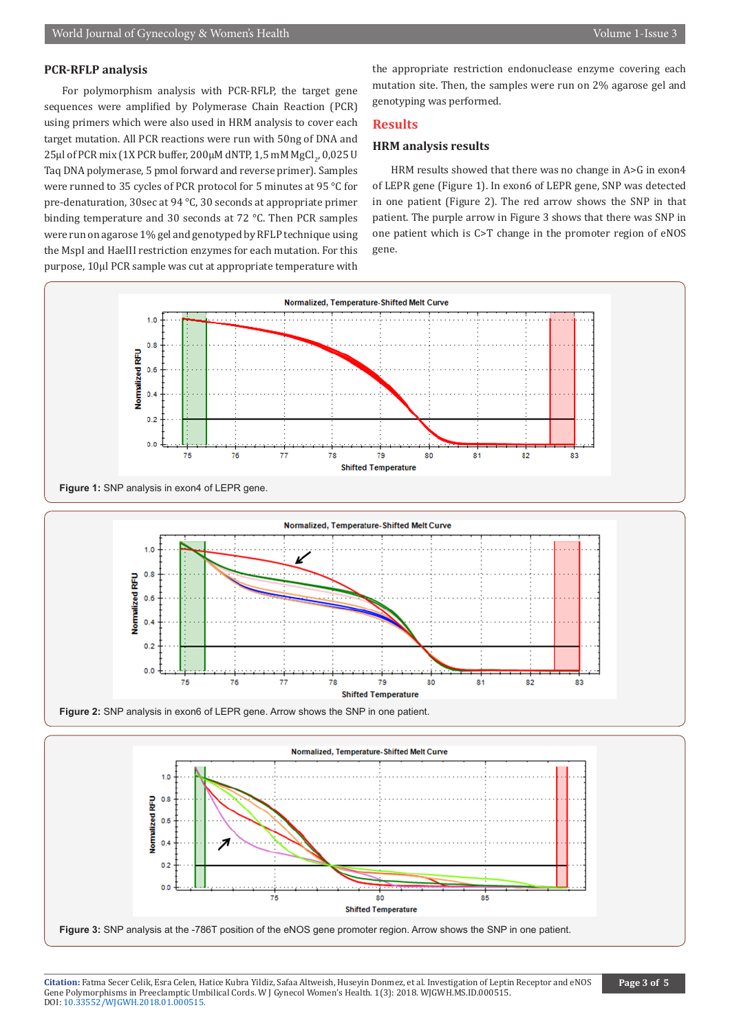### PCR-RFLP analysis

For polymorphism analysis with PCR-RFLP, the target gene sequences were amplified by Polymerase Chain Reaction (PCR) using primers which were also used in HRM analysis to cover each target mutation. All PCR reactions were run with 50ng of DNA and 25µl of PCR mix (1X PCR buffer, 200µM dNTP, 1,5 mM $MgCl_2$, 0,025 U Taq DNA polymerase, 5 pmol forward and reverse primer). Samples were runned to 35 cycles of PCR protocol for 5 minutes at 95 °C for pre-denaturation, 30sec at 94 °C, 30 seconds at appropriate primer binding temperature and 30 seconds at 72 °C. Then PCR samples were run on agarose 1% gel and genotyped by RFLP technique using the MspI and HaeIII restriction enzymes for each mutation. For this purpose, 10µl PCR sample was cut at appropriate temperature with the appropriate restriction endonuclease enzyme covering each mutation site. Then, the samples were run on 2% agarose gel and genotyping was performed.

## Results

### HRM analysis results

HRM results showed that there was no change in A>G in exon4 of LEPR gene (Figure 1). In exon6 of LEPR gene, SNP was detected in one patient (Figure 2). The red arrow shows the SNP in that patient. The purple arrow in Figure 3 shows that there was SNP in one patient which is C>T change in the promoter region of eNOS gene.

**Figure 1:** SNP analysis in exon4 of LEPR gene.

**Figure 2:** SNP analysis in exon6 of LEPR gene. Arrow shows the SNP in one patient.

**Figure 3:** SNP analysis at the -786T position of the eNOS gene promoter region. Arrow shows the SNP in one patient.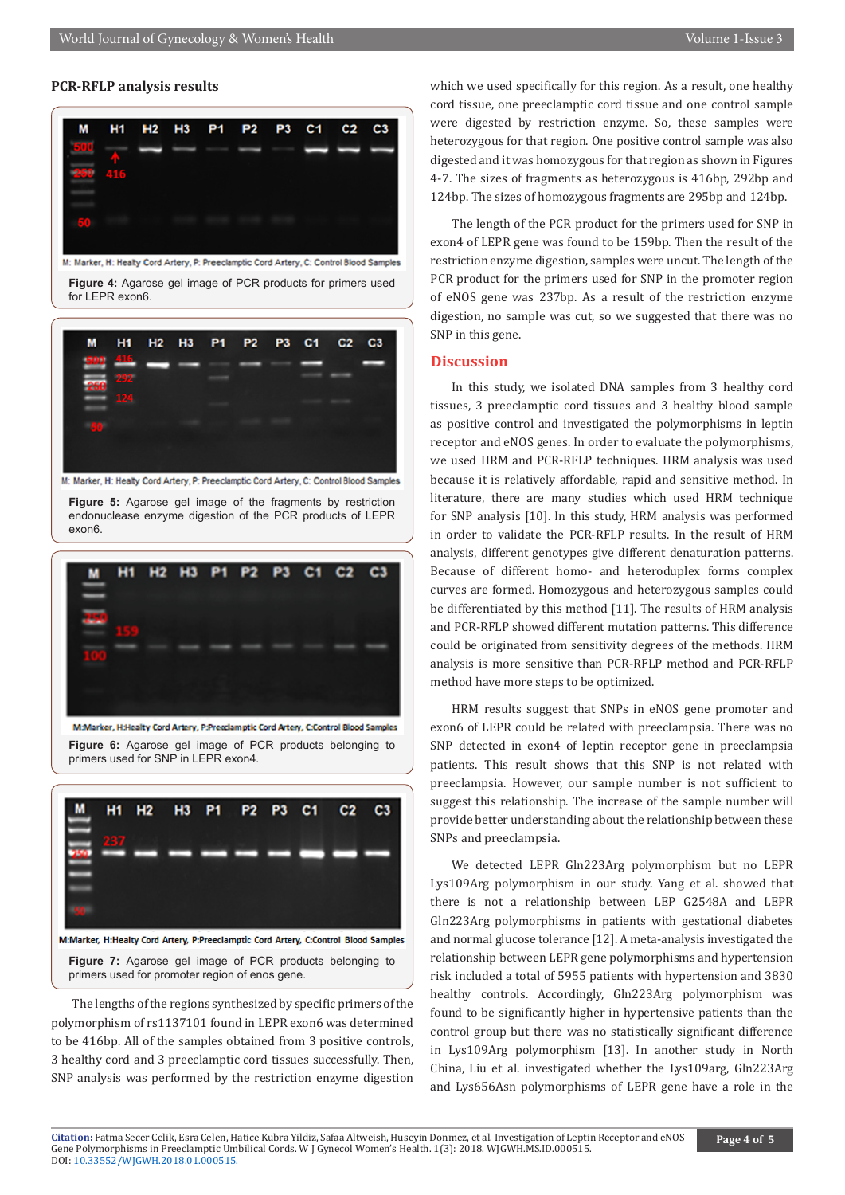### PCR-RFLP analysis results

M: Marker, H: Healty Cord Artery, P: Preeclamptic Cord Artery, C: Control Blood Samples

**Figure 4:** Agarose gel image of PCR products for primers used for LEPR exon6.

M: Marker, H: Healty Cord Artery, P: Preeclamptic Cord Artery, C: Control Blood Samples

**Figure 5:** Agarose gel image of the fragments by restriction endonuclease enzyme digestion of the PCR products of LEPR exon6.

M:Marker, H:Healty Cord Artery, P:Preeclamptic Cord Artery, C:Control Blood Samples

**Figure 6:** Agarose gel image of PCR products belonging to primers used for SNP in LEPR exon4.

M:Marker, H:Healty Cord Artery, P:Preeclamptic Cord Artery, C:Control Blood Samples

**Figure 7:** Agarose gel image of PCR products belonging to primers used for promoter region of enos gene.

The lengths of the regions synthesized by specific primers of the polymorphism of rs1137101 found in LEPR exon6 was determined to be 416bp. All of the samples obtained from 3 positive controls, 3 healthy cord and 3 preeclamptic cord tissues successfully. Then, SNP analysis was performed by the restriction enzyme digestion which we used specifically for this region. As a result, one healthy cord tissue, one preeclamptic cord tissue and one control sample were digested by restriction enzyme. So, these samples were heterozygous for that region. One positive control sample was also digested and it was homozygous for that region as shown in Figures 4-7. The sizes of fragments as heterozygous is 416bp, 292bp and 124bp. The sizes of homozygous fragments are 295bp and 124bp.

The length of the PCR product for the primers used for SNP in exon4 of LEPR gene was found to be 159bp. Then the result of the restriction enzyme digestion, samples were uncut. The length of the PCR product for the primers used for SNP in the promoter region of eNOS gene was 237bp. As a result of the restriction enzyme digestion, no sample was cut, so we suggested that there was no SNP in this gene.

## Discussion

In this study, we isolated DNA samples from 3 healthy cord tissues, 3 preeclamptic cord tissues and 3 healthy blood sample as positive control and investigated the polymorphisms in leptin receptor and eNOS genes. In order to evaluate the polymorphisms, we used HRM and PCR-RFLP techniques. HRM analysis was used because it is relatively affordable, rapid and sensitive method. In literature, there are many studies which used HRM technique for SNP analysis [10]. In this study, HRM analysis was performed in order to validate the PCR-RFLP results. In the result of HRM analysis, different genotypes give different denaturation patterns. Because of different homo- and heteroduplex forms complex curves are formed. Homozygous and heterozygous samples could be differentiated by this method [11]. The results of HRM analysis and PCR-RFLP showed different mutation patterns. This difference could be originated from sensitivity degrees of the methods. HRM analysis is more sensitive than PCR-RFLP method and PCR-RFLP method have more steps to be optimized.

HRM results suggest that SNPs in eNOS gene promoter and exon6 of LEPR could be related with preeclampsia. There was no SNP detected in exon4 of leptin receptor gene in preeclampsia patients. This result shows that this SNP is not related with preeclampsia. However, our sample number is not sufficient to suggest this relationship. The increase of the sample number will provide better understanding about the relationship between these SNPs and preeclampsia.

We detected LEPR Gln223Arg polymorphism but no LEPR Lys109Arg polymorphism in our study. Yang et al. showed that there is not a relationship between LEP G2548A and LEPR Gln223Arg polymorphisms in patients with gestational diabetes and normal glucose tolerance [12]. A meta-analysis investigated the relationship between LEPR gene polymorphisms and hypertension risk included a total of 5955 patients with hypertension and 3830 healthy controls. Accordingly, Gln223Arg polymorphism was found to be significantly higher in hypertensive patients than the control group but there was no statistically significant difference in Lys109Arg polymorphism [13]. In another study in North China, Liu et al. investigated whether the Lys109arg, Gln223Arg and Lys656Asn polymorphisms of LEPR gene have a role in the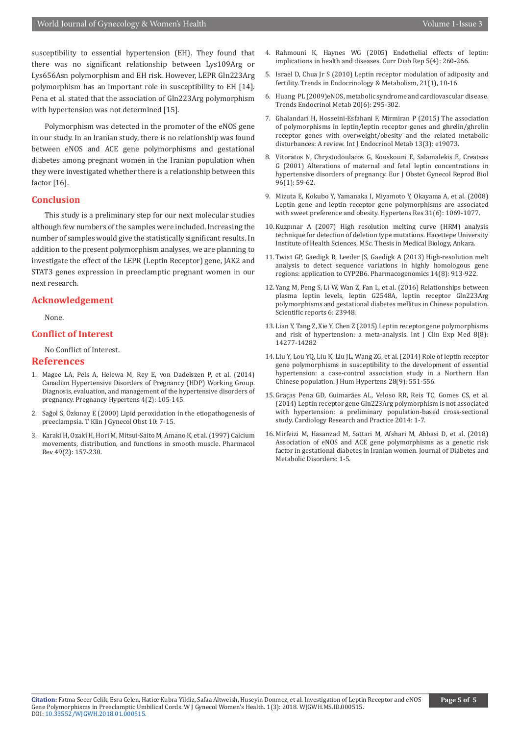susceptibility to essential hypertension (EH). They found that there was no significant relationship between Lys109Arg or Lys656Asn polymorphism and EH risk. However, LEPR Gln223Arg polymorphism has an important role in susceptibility to EH [14]. Pena et al. stated that the association of Gln223Arg polymorphism with hypertension was not determined [15].

Polymorphism was detected in the promoter of the eNOS gene in our study. In an Iranian study, there is no relationship was found between eNOS and ACE gene polymorphisms and gestational diabetes among pregnant women in the Iranian population when they were investigated whether there is a relationship between this factor [16].

## Conclusion

This study is a preliminary step for our next molecular studies although few numbers of the samples were included. Increasing the number of samples would give the statistically significant results. In addition to the present polymorphism analyses, we are planning to investigate the effect of the LEPR (Leptin Receptor) gene, JAK2 and STAT3 genes expression in preeclamptic pregnant women in our next research.

## Acknowledgement

None.

## Conflict of Interest

No Conflict of Interest.

## References

1. Magee LA, Pels A, Helewa M, Rey E, von Dadelszen P, et al. (2014) Canadian Hypertensive Disorders of Pregnancy (HDP) Working Group. Diagnosis, evaluation, and management of the hypertensive disorders of pregnancy. Pregnancy Hypertens 4(2): 105-145.
2. Sağol S, Özkınay E (2000) Lipid peroxidation in the etiopathogenesis of preeclampsia. T Klin J Gynecol Obst 10: 7-15.
3. Karaki H, Ozaki H, Hori M, Mitsui-Saito M, Amano K, et al. (1997) Calcium movements, distribution, and functions in smooth muscle. Pharmacol Rev 49(2): 157-230.
4. Rahmouni K, Haynes WG (2005) Endothelial effects of leptin: implications in health and diseases. Curr Diab Rep 5(4): 260-266.
5. Israel D, Chua Jr S (2010) Leptin receptor modulation of adiposity and fertility. Trends in Endocrinology & Metabolism, 21(1), 10-16.
6. Huang PL (2009)eNOS, metabolic syndrome and cardiovascular disease. Trends Endocrinol Metab 20(6): 295-302.
7. Ghalandari H, Hosseini-Esfahani F, Mirmiran P (2015) The association of polymorphisms in leptin/leptin receptor genes and ghrelin/ghrelin receptor genes with overweight/obesity and the related metabolic disturbances: A review. Int J Endocrinol Metab 13(3): e19073.
8. Vitoratos N, Chrystodoulacos G, Kouskouni E, Salamalekis E, Creatsas G (2001) Alterations of maternal and fetal leptin concentrations in hypertensive disorders of pregnancy. Eur J Obstet Gynecol Reprod Biol 96(1): 59-62.
9. Mizuta E, Kokubo Y, Yamanaka I, Miyamoto Y, Okayama A, et al. (2008) Leptin gene and leptin receptor gene polymorphisms are associated with sweet preference and obesity. Hypertens Res 31(6): 1069-1077.
10. Kuzpınar A (2007) High resolution melting curve (HRM) analysis technique for detection of deletion type mutations. Hacettepe University Institute of Health Sciences, MSc. Thesis in Medical Biology, Ankara.
11. Twist GP, Gaedigk R, Leeder JS, Gaedigk A (2013) High-resolution melt analysis to detect sequence variations in highly homologous gene regions: application to CYP2B6. Pharmacogenomics 14(8): 913-922.
12. Yang M, Peng S, Li W, Wan Z, Fan L, et al. (2016) Relationships between plasma leptin levels, leptin G2548A, leptin receptor Gln223Arg polymorphisms and gestational diabetes mellitus in Chinese population. Scientific reports 6: 23948.
13. Lian Y, Tang Z, Xie Y, Chen Z (2015) Leptin receptor gene polymorphisms and risk of hypertension: a meta-analysis. Int J Clin Exp Med 8(8): 14277-14282
14. Liu Y, Lou YQ, Liu K, Liu JL, Wang ZG, et al. (2014) Role of leptin receptor gene polymorphisms in susceptibility to the development of essential hypertension: a case-control association study in a Northern Han Chinese population. J Hum Hypertens 28(9): 551-556.
15. Graças Pena GD, Guimarães AL, Veloso RR, Reis TC, Gomes CS, et al. (2014) Leptin receptor gene Gln223Arg polymorphism is not associated with hypertension: a preliminary population-based cross-sectional study. Cardiology Research and Practice 2014: 1-7.
16. Mirfeizi M, Hasanzad M, Sattari M, Afshari M, Abbasi D, et al. (2018) Association of eNOS and ACE gene polymorphisms as a genetic risk factor in gestational diabetes in Iranian women. Journal of Diabetes and Metabolic Disorders: 1-5.